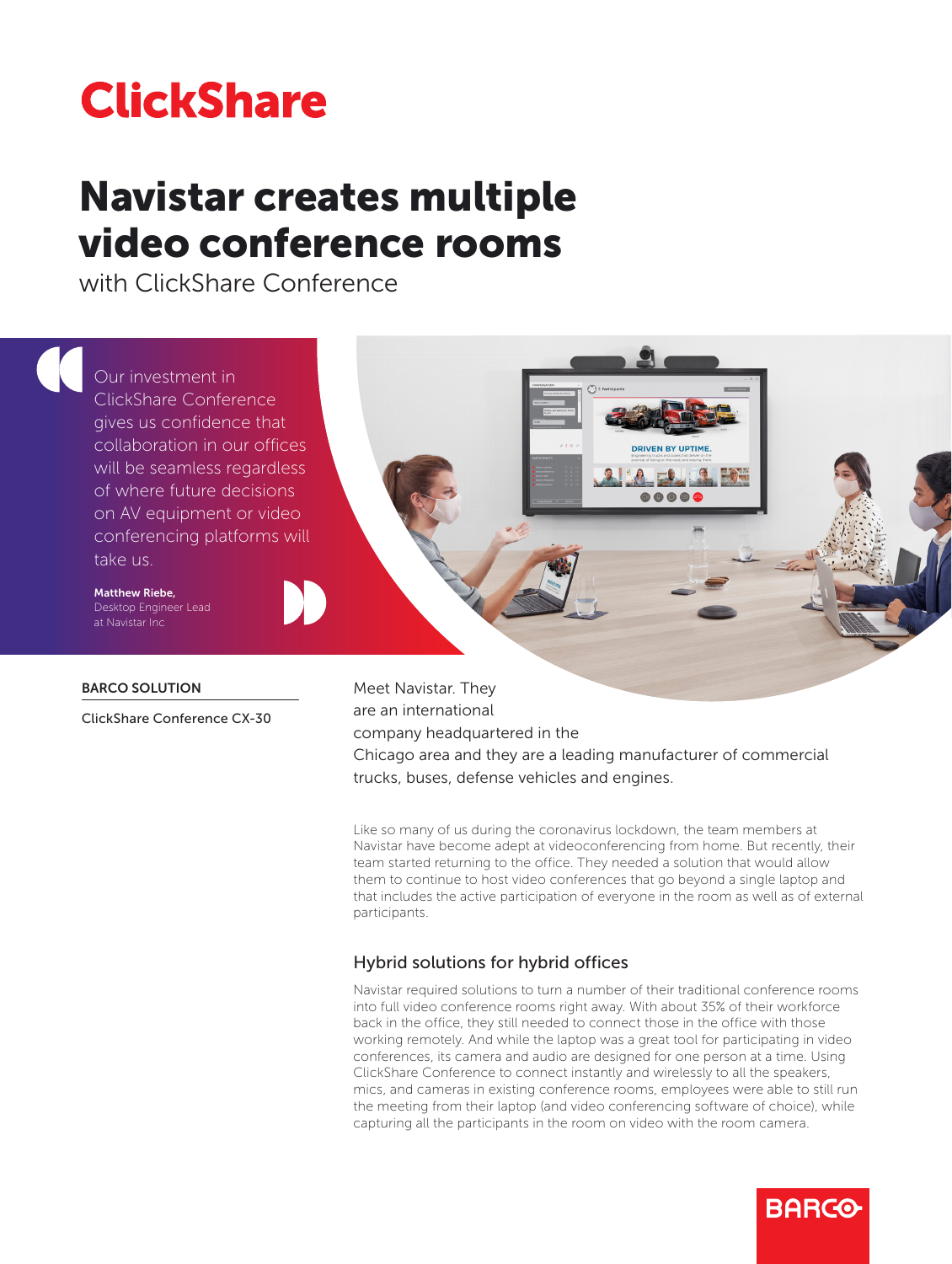ClickShare

# Navistar creates multiple video conference rooms

with ClickShare Conference

> Our investment in ClickShare Conference gives us confidence that collaboration in our offices will be seamless regardless of where future decisions on AV equipment or video conferencing platforms will take us.
>
> **Matthew Riebe,**
> Desktop Engineer Lead at Navistar Inc

**BARCO SOLUTION**

ClickShare Conference CX-30

Meet Navistar. They are an international company headquartered in the Chicago area and they are a leading manufacturer of commercial trucks, buses, defense vehicles and engines.

Like so many of us during the coronavirus lockdown, the team members at Navistar have become adept at videoconferencing from home. But recently, their team started returning to the office. They needed a solution that would allow them to continue to host video conferences that go beyond a single laptop and that includes the active participation of everyone in the room as well as of external participants.

## Hybrid solutions for hybrid offices

Navistar required solutions to turn a number of their traditional conference rooms into full video conference rooms right away. With about 35% of their workforce back in the office, they still needed to connect those in the office with those working remotely. And while the laptop was a great tool for participating in video conferences, its camera and audio are designed for one person at a time. Using ClickShare Conference to connect instantly and wirelessly to all the speakers, mics, and cameras in existing conference rooms, employees were able to still run the meeting from their laptop (and video conferencing software of choice), while capturing all the participants in the room on video with the room camera.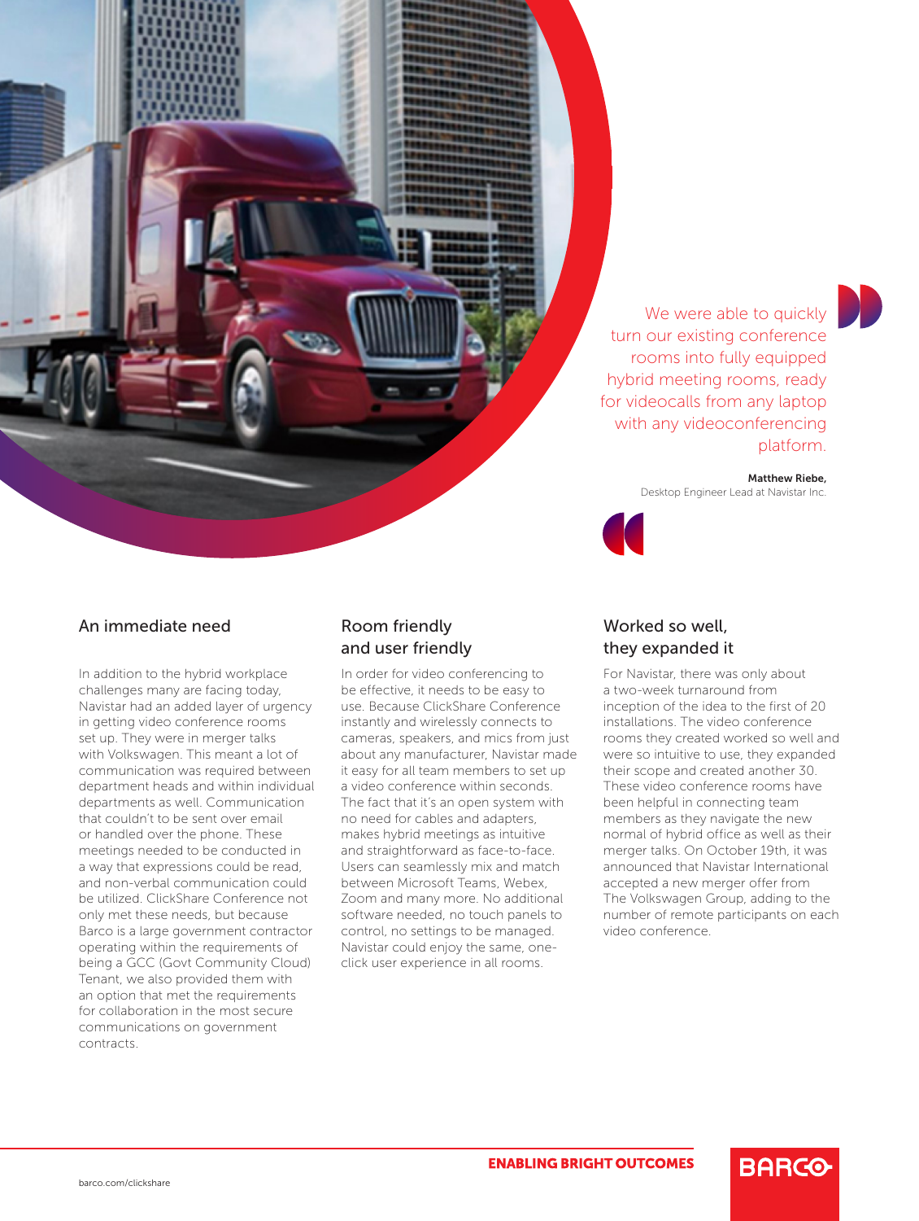> We were able to quickly turn our existing conference rooms into fully equipped hybrid meeting rooms, ready for videocalls from any laptop with any videoconferencing platform.

**Matthew Riebe,**
Desktop Engineer Lead at Navistar Inc.

## An immediate need

In addition to the hybrid workplace challenges many are facing today, Navistar had an added layer of urgency in getting video conference rooms set up. They were in merger talks with Volkswagen. This meant a lot of communication was required between department heads and within individual departments as well. Communication that couldn't to be sent over email or handled over the phone. These meetings needed to be conducted in a way that expressions could be read, and non-verbal communication could be utilized. ClickShare Conference not only met these needs, but because Barco is a large government contractor operating within the requirements of being a GCC (Govt Community Cloud) Tenant, we also provided them with an option that met the requirements for collaboration in the most secure communications on government contracts.

## Room friendly and user friendly

In order for video conferencing to be effective, it needs to be easy to use. Because ClickShare Conference instantly and wirelessly connects to cameras, speakers, and mics from just about any manufacturer, Navistar made it easy for all team members to set up a video conference within seconds. The fact that it's an open system with no need for cables and adapters, makes hybrid meetings as intuitive and straightforward as face-to-face. Users can seamlessly mix and match between Microsoft Teams, Webex, Zoom and many more. No additional software needed, no touch panels to control, no settings to be managed. Navistar could enjoy the same, one-click user experience in all rooms.

## Worked so well, they expanded it

For Navistar, there was only about a two-week turnaround from inception of the idea to the first of 20 installations. The video conference rooms they created worked so well and were so intuitive to use, they expanded their scope and created another 30. These video conference rooms have been helpful in connecting team members as they navigate the new normal of hybrid office as well as their merger talks. On October 19th, it was announced that Navistar International accepted a new merger offer from The Volkswagen Group, adding to the number of remote participants on each video conference.

ENABLING BRIGHT OUTCOMES

BARCO

barco.com/clickshare